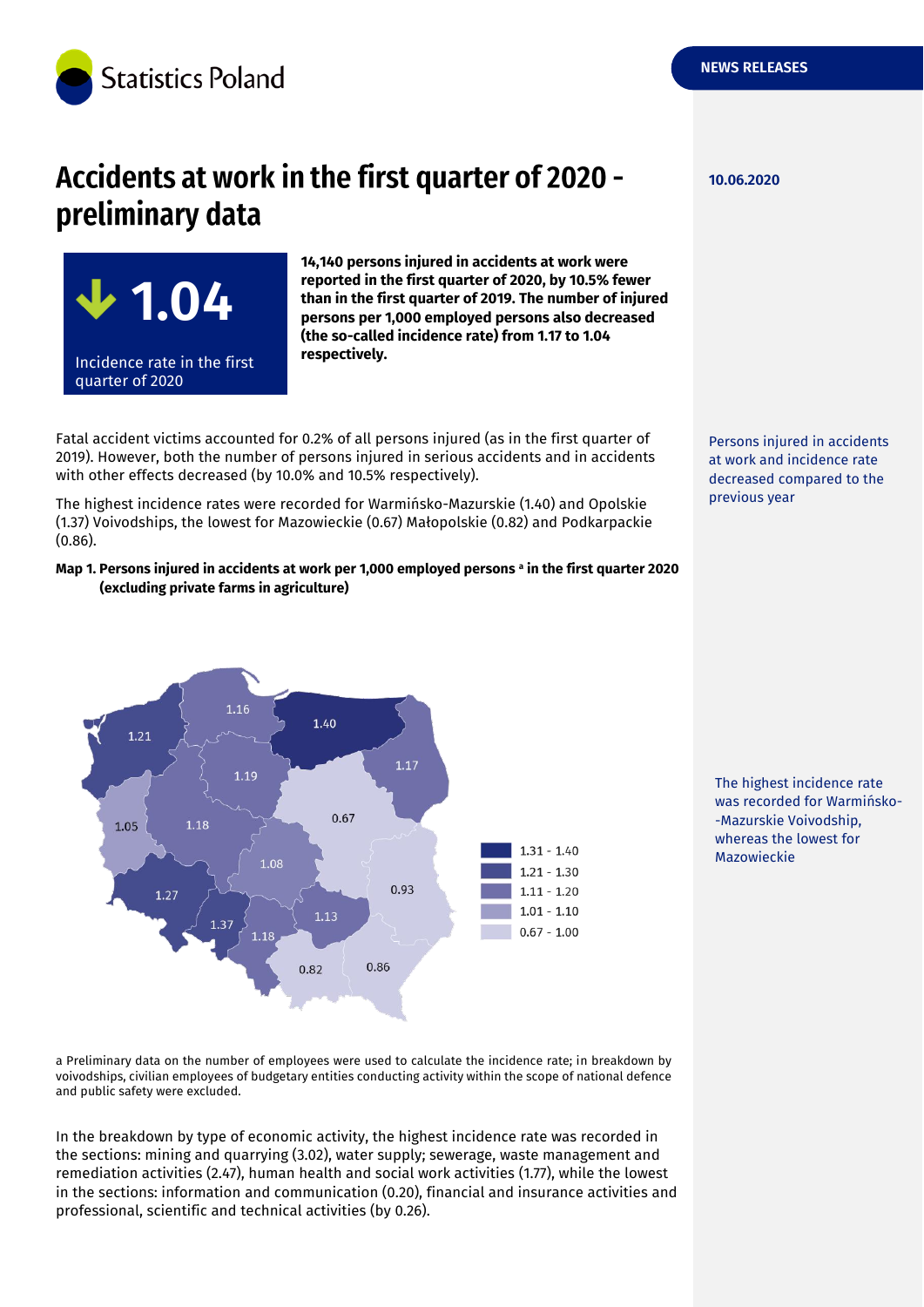Statistics Poland

NEWS RELEASES

10.06.2020

# Accidents at work in the first quarter of 2020 - preliminary data

**1.04**

Incidence rate in the first quarter of 2020

**14,140 persons injured in accidents at work were reported in the first quarter of 2020, by 10.5% fewer than in the first quarter of 2019. The number of injured persons per 1,000 employed persons also decreased (the so-called incidence rate) from 1.17 to 1.04 respectively.**

Persons injured in accidents at work and incidence rate decreased compared to the previous year

Fatal accident victims accounted for 0.2% of all persons injured (as in the first quarter of 2019). However, both the number of persons injured in serious accidents and in accidents with other effects decreased (by 10.0% and 10.5% respectively).

The highest incidence rates were recorded for Warmińsko-Mazurskie (1.40) and Opolskie (1.37) Voivodships, the lowest for Mazowieckie (0.67) Małopolskie (0.82) and Podkarpackie (0.86).

The highest incidence rate was recorded for Warmińsko--Mazurskie Voivodship, whereas the lowest for Mazowieckie

**Map 1. Persons injured in accidents at work per 1,000 employed persons [a] in the first quarter 2020 (excluding private farms in agriculture)**

a Preliminary data on the number of employees were used to calculate the incidence rate; in breakdown by voivodships, civilian employees of budgetary entities conducting activity within the scope of national defence and public safety were excluded.

In the breakdown by type of economic activity, the highest incidence rate was recorded in the sections: mining and quarrying (3.02), water supply; sewerage, waste management and remediation activities (2.47), human health and social work activities (1.77), while the lowest in the sections: information and communication (0.20), financial and insurance activities and professional, scientific and technical activities (by 0.26).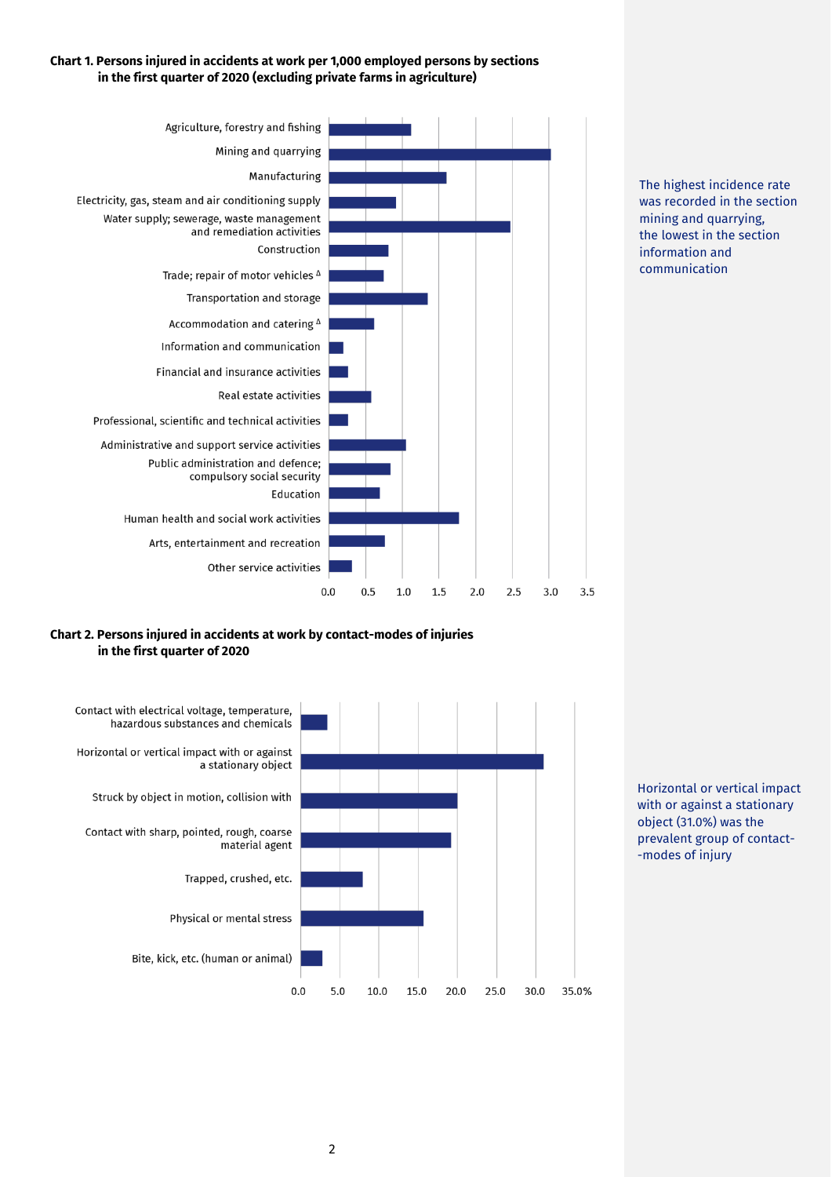**Chart 1. Persons injured in accidents at work per 1,000 employed persons by sections in the first quarter of 2020 (excluding private farms in agriculture)**

| Section | Value |
|---|---|
| Agriculture, forestry and fishing | 1.1 |
| Mining and quarrying | 3.0 |
| Manufacturing | 1.6 |
| Electricity, gas, steam and air conditioning supply | 0.9 |
| Water supply; sewerage, waste management and remediation activities | 2.5 |
| Construction | 0.8 |
| Trade; repair of motor vehicles Δ | 0.7 |
| Transportation and storage | 1.3 |
| Accommodation and catering Δ | 0.6 |
| Information and communication | 0.2 |
| Financial and insurance activities | 0.3 |
| Real estate activities | 0.6 |
| Professional, scientific and technical activities | 0.3 |
| Administrative and support service activities | 1.0 |
| Public administration and defence; compulsory social security | 0.8 |
| Education | 0.7 |
| Human health and social work activities | 1.8 |
| Arts, entertainment and recreation | 0.8 |
| Other service activities | 0.3 |

The highest incidence rate was recorded in the section mining and quarrying, the lowest in the section information and communication

**Chart 2. Persons injured in accidents at work by contact-modes of injuries in the first quarter of 2020**

| Contact-mode of injury | % |
|---|---|
| Contact with electrical voltage, temperature, hazardous substances and chemicals | 3.3 |
| Horizontal or vertical impact with or against a stationary object | 31.0 |
| Struck by object in motion, collision with | 20.0 |
| Contact with sharp, pointed, rough, coarse material agent | 19.2 |
| Trapped, crushed, etc. | 7.9 |
| Physical or mental stress | 15.7 |
| Bite, kick, etc. (human or animal) | 2.7 |

Horizontal or vertical impact with or against a stationary object (31.0%) was the prevalent group of contact-modes of injury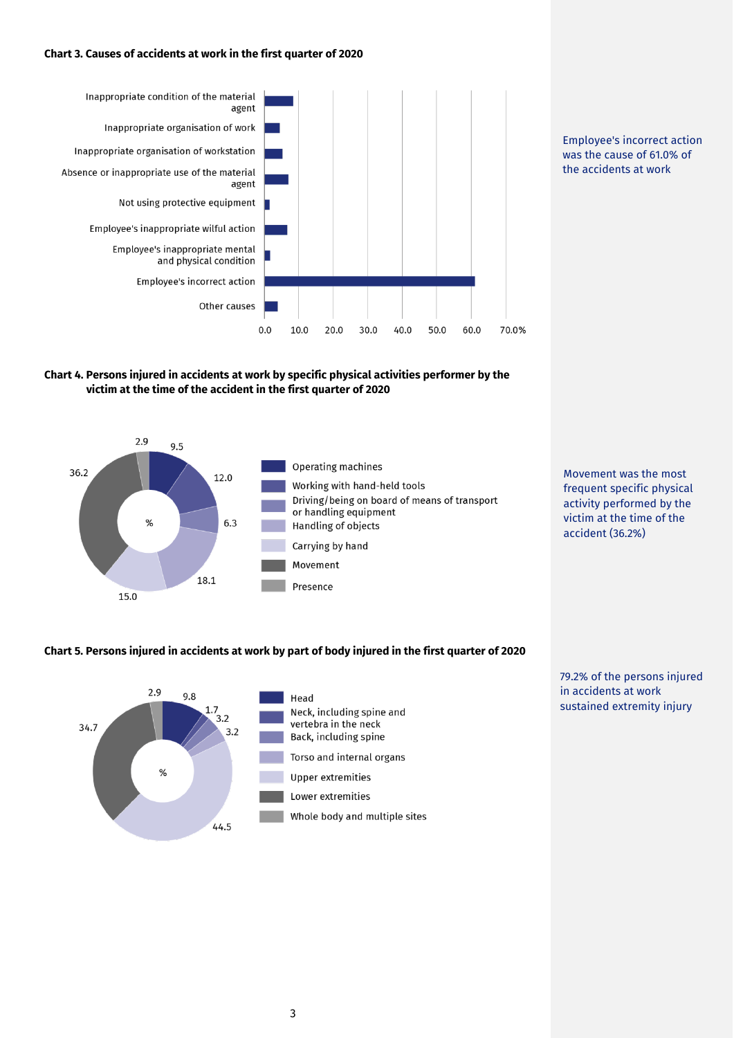**Chart 3. Causes of accidents at work in the first quarter of 2020**

Inappropriate condition of the material agent

Inappropriate organisation of work

Inappropriate organisation of workstation

Absence or inappropriate use of the material agent

Not using protective equipment

Employee's inappropriate wilful action

Employee's inappropriate mental and physical condition

Employee's incorrect action

Other causes

0.0 10.0 20.0 30.0 40.0 50.0 60.0 70.0%

Employee's incorrect action was the cause of 61.0% of the accidents at work

**Chart 4. Persons injured in accidents at work by specific physical activities performer by the victim at the time of the accident in the first quarter of 2020**

| Activity | % |
|---|---|
| Operating machines | 9.5 |
| Working with hand-held tools | 12.0 |
| Driving/being on board of means of transport or handling equipment | 6.3 |
| Handling of objects | 18.1 |
| Carrying by hand | 15.0 |
| Movement | 36.2 |
| Presence | 2.9 |

Movement was the most frequent specific physical activity performed by the victim at the time of the accident (36.2%)

**Chart 5. Persons injured in accidents at work by part of body injured in the first quarter of 2020**

| Part of body | % |
|---|---|
| Head | 9.8 |
| Neck, including spine and vertebra in the neck | 1.7 |
| Back, including spine | 3.2 |
| Torso and internal organs | 3.2 |
| Upper extremities | 44.5 |
| Lower extremities | 34.7 |
| Whole body and multiple sites | 2.9 |

79.2% of the persons injured in accidents at work sustained extremity injury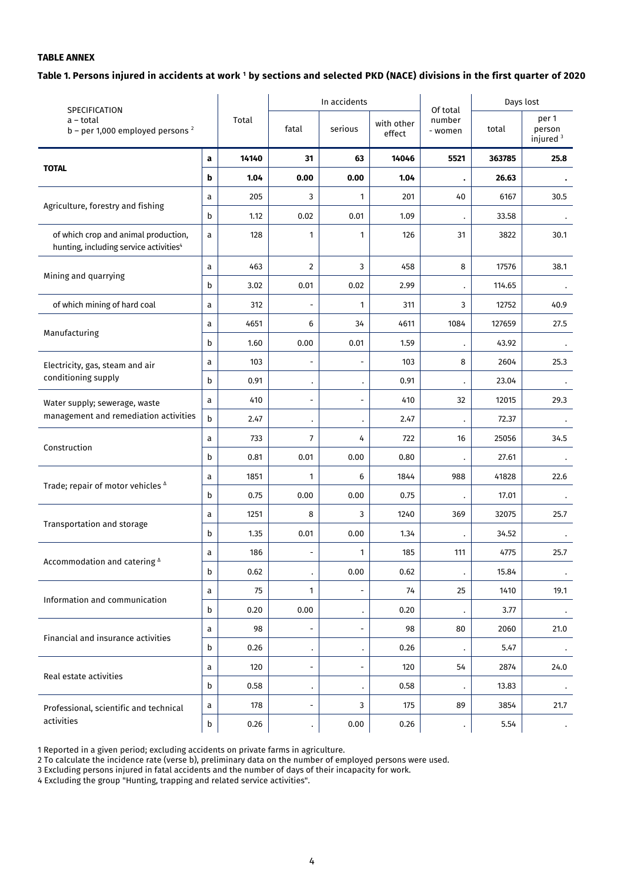**TABLE ANNEX**

**Table 1. Persons injured in accidents at work [1] by sections and selected PKD (NACE) divisions in the first quarter of 2020**

| SPECIFICATION<br>a – total<br>b – per 1,000 employed persons [2] | | Total | In accidents | | | Of total number - women | Days lost | |
|---|---|---|---|---|---|---|---|---|
| | | | fatal | serious | with other effect | | total | per 1 person injured [3] |
| **TOTAL** | **a** | **14140** | **31** | **63** | **14046** | **5521** | **363785** | **25.8** |
| | **b** | **1.04** | **0.00** | **0.00** | **1.04** | **.** | **26.63** | **.** |
| Agriculture, forestry and fishing | a | 205 | 3 | 1 | 201 | 40 | 6167 | 30.5 |
| | b | 1.12 | 0.02 | 0.01 | 1.09 | . | 33.58 | . |
| of which crop and animal production, hunting, including service activities[4] | a | 128 | 1 | 1 | 126 | 31 | 3822 | 30.1 |
| Mining and quarrying | a | 463 | 2 | 3 | 458 | 8 | 17576 | 38.1 |
| | b | 3.02 | 0.01 | 0.02 | 2.99 | . | 114.65 | . |
| of which mining of hard coal | a | 312 | - | 1 | 311 | 3 | 12752 | 40.9 |
| Manufacturing | a | 4651 | 6 | 34 | 4611 | 1084 | 127659 | 27.5 |
| | b | 1.60 | 0.00 | 0.01 | 1.59 | . | 43.92 | . |
| Electricity, gas, steam and air conditioning supply | a | 103 | - | - | 103 | 8 | 2604 | 25.3 |
| | b | 0.91 | . | . | 0.91 | . | 23.04 | . |
| Water supply; sewerage, waste management and remediation activities | a | 410 | - | - | 410 | 32 | 12015 | 29.3 |
| | b | 2.47 | . | . | 2.47 | . | 72.37 | . |
| Construction | a | 733 | 7 | 4 | 722 | 16 | 25056 | 34.5 |
| | b | 0.81 | 0.01 | 0.00 | 0.80 | . | 27.61 | . |
| Trade; repair of motor vehicles [Δ] | a | 1851 | 1 | 6 | 1844 | 988 | 41828 | 22.6 |
| | b | 0.75 | 0.00 | 0.00 | 0.75 | . | 17.01 | . |
| Transportation and storage | a | 1251 | 8 | 3 | 1240 | 369 | 32075 | 25.7 |
| | b | 1.35 | 0.01 | 0.00 | 1.34 | . | 34.52 | . |
| Accommodation and catering [Δ] | a | 186 | - | 1 | 185 | 111 | 4775 | 25.7 |
| | b | 0.62 | . | 0.00 | 0.62 | . | 15.84 | . |
| Information and communication | a | 75 | 1 | - | 74 | 25 | 1410 | 19.1 |
| | b | 0.20 | 0.00 | . | 0.20 | . | 3.77 | . |
| Financial and insurance activities | a | 98 | - | - | 98 | 80 | 2060 | 21.0 |
| | b | 0.26 | . | . | 0.26 | . | 5.47 | . |
| Real estate activities | a | 120 | - | - | 120 | 54 | 2874 | 24.0 |
| | b | 0.58 | . | . | 0.58 | . | 13.83 | . |
| Professional, scientific and technical activities | a | 178 | - | 3 | 175 | 89 | 3854 | 21.7 |
| | b | 0.26 | . | 0.00 | 0.26 | . | 5.54 | . |

1 Reported in a given period; excluding accidents on private farms in agriculture.
2 To calculate the incidence rate (verse b), preliminary data on the number of employed persons were used.
3 Excluding persons injured in fatal accidents and the number of days of their incapacity for work.
4 Excluding the group "Hunting, trapping and related service activities".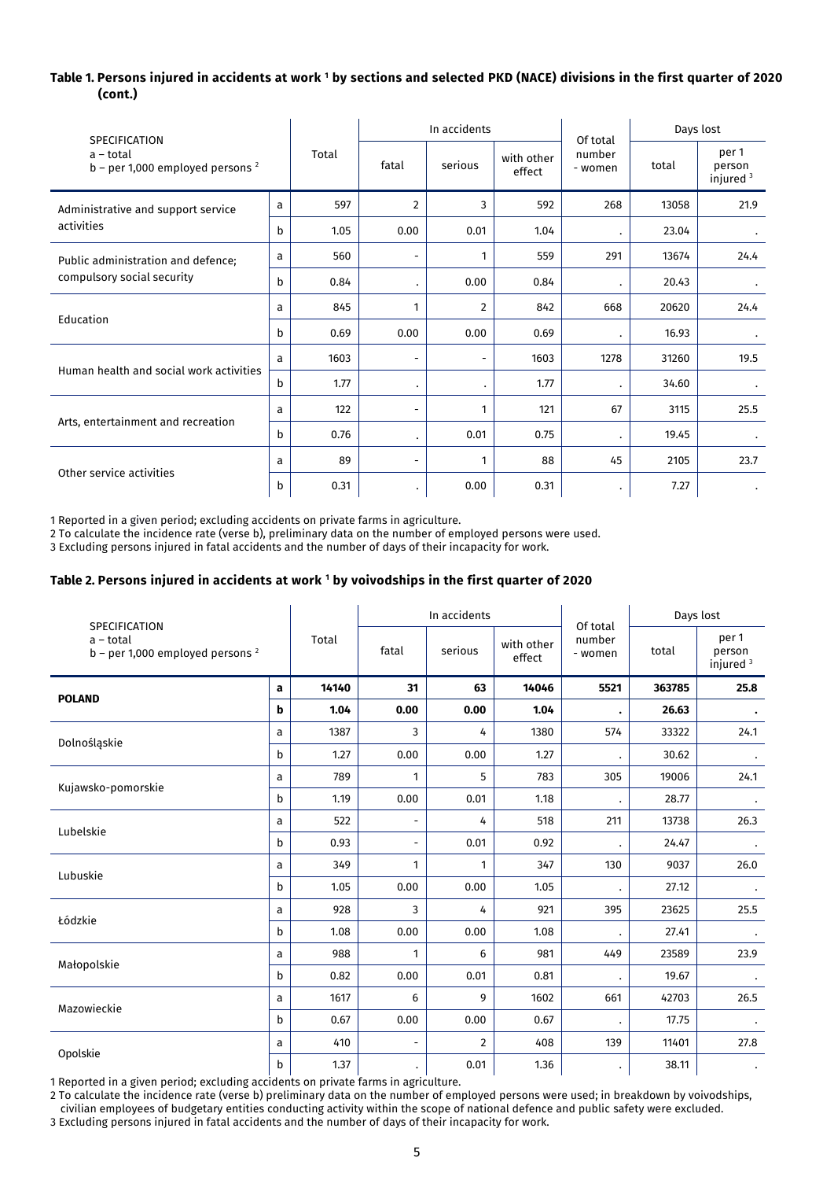**Table 1. Persons injured in accidents at work [1] by sections and selected PKD (NACE) divisions in the first quarter of 2020 (cont.)**

| SPECIFICATION<br>a – total<br>b – per 1,000 employed persons [2] | | Total | In accidents | | | Of total number - women | Days lost | |
|---|---|---|---|---|---|---|---|---|
| | | | fatal | serious | with other effect | | total | per 1 person injured [3] |
| Administrative and support service activities | a | 597 | 2 | 3 | 592 | 268 | 13058 | 21.9 |
| | b | 1.05 | 0.00 | 0.01 | 1.04 | . | 23.04 | . |
| Public administration and defence; compulsory social security | a | 560 | - | 1 | 559 | 291 | 13674 | 24.4 |
| | b | 0.84 | . | 0.00 | 0.84 | . | 20.43 | . |
| Education | a | 845 | 1 | 2 | 842 | 668 | 20620 | 24.4 |
| | b | 0.69 | 0.00 | 0.00 | 0.69 | . | 16.93 | . |
| Human health and social work activities | a | 1603 | - | - | 1603 | 1278 | 31260 | 19.5 |
| | b | 1.77 | . | . | 1.77 | . | 34.60 | . |
| Arts, entertainment and recreation | a | 122 | - | 1 | 121 | 67 | 3115 | 25.5 |
| | b | 0.76 | . | 0.01 | 0.75 | . | 19.45 | . |
| Other service activities | a | 89 | - | 1 | 88 | 45 | 2105 | 23.7 |
| | b | 0.31 | . | 0.00 | 0.31 | . | 7.27 | . |

1 Reported in a given period; excluding accidents on private farms in agriculture.
2 To calculate the incidence rate (verse b), preliminary data on the number of employed persons were used.
3 Excluding persons injured in fatal accidents and the number of days of their incapacity for work.

**Table 2. Persons injured in accidents at work [1] by voivodships in the first quarter of 2020**

| SPECIFICATION<br>a – total<br>b – per 1,000 employed persons [2] | | Total | In accidents | | | Of total number - women | Days lost | |
|---|---|---|---|---|---|---|---|---|
| | | | fatal | serious | with other effect | | total | per 1 person injured [3] |
| **POLAND** | **a** | **14140** | **31** | **63** | **14046** | **5521** | **363785** | **25.8** |
| | **b** | **1.04** | **0.00** | **0.00** | **1.04** | **.** | **26.63** | **.** |
| Dolnośląskie | a | 1387 | 3 | 4 | 1380 | 574 | 33322 | 24.1 |
| | b | 1.27 | 0.00 | 0.00 | 1.27 | . | 30.62 | . |
| Kujawsko-pomorskie | a | 789 | 1 | 5 | 783 | 305 | 19006 | 24.1 |
| | b | 1.19 | 0.00 | 0.01 | 1.18 | . | 28.77 | . |
| Lubelskie | a | 522 | - | 4 | 518 | 211 | 13738 | 26.3 |
| | b | 0.93 | - | 0.01 | 0.92 | . | 24.47 | . |
| Lubuskie | a | 349 | 1 | 1 | 347 | 130 | 9037 | 26.0 |
| | b | 1.05 | 0.00 | 0.00 | 1.05 | . | 27.12 | . |
| Łódzkie | a | 928 | 3 | 4 | 921 | 395 | 23625 | 25.5 |
| | b | 1.08 | 0.00 | 0.00 | 1.08 | . | 27.41 | . |
| Małopolskie | a | 988 | 1 | 6 | 981 | 449 | 23589 | 23.9 |
| | b | 0.82 | 0.00 | 0.01 | 0.81 | . | 19.67 | . |
| Mazowieckie | a | 1617 | 6 | 9 | 1602 | 661 | 42703 | 26.5 |
| | b | 0.67 | 0.00 | 0.00 | 0.67 | . | 17.75 | . |
| Opolskie | a | 410 | - | 2 | 408 | 139 | 11401 | 27.8 |
| | b | 1.37 | . | 0.01 | 1.36 | . | 38.11 | . |

1 Reported in a given period; excluding accidents on private farms in agriculture.
2 To calculate the incidence rate (verse b) preliminary data on the number of employed persons were used; in breakdown by voivodships, civilian employees of budgetary entities conducting activity within the scope of national defence and public safety were excluded.
3 Excluding persons injured in fatal accidents and the number of days of their incapacity for work.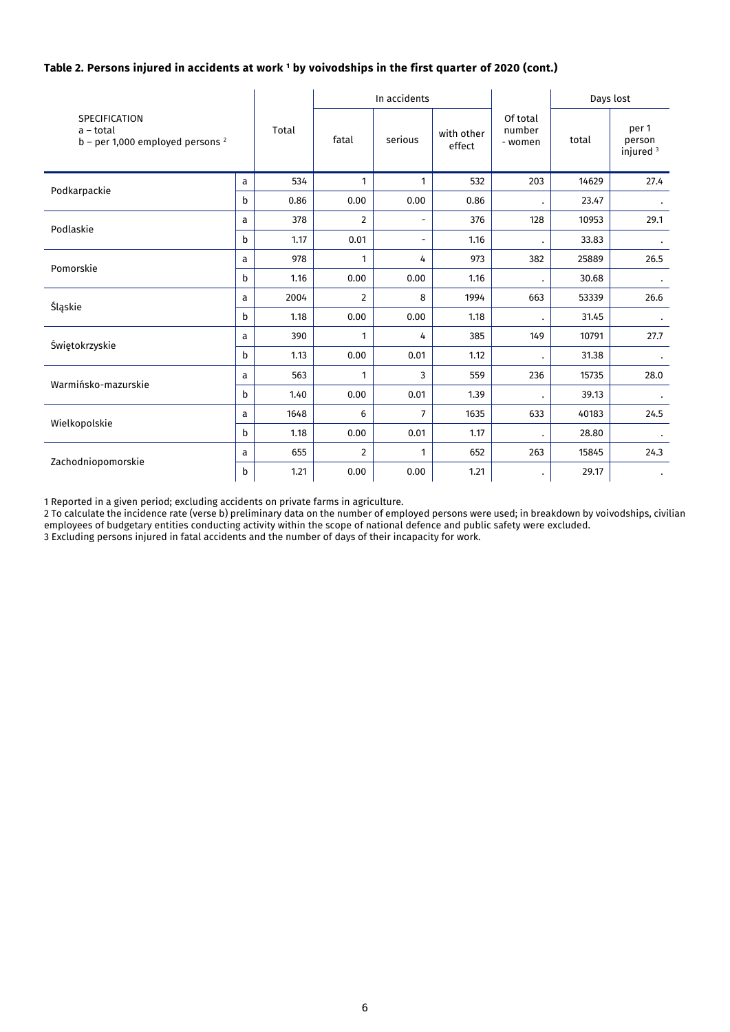**Table 2. Persons injured in accidents at work [1] by voivodships in the first quarter of 2020 (cont.)**

| SPECIFICATION<br>a – total<br>b – per 1,000 employed persons [2] | | Total | In accidents | | | Of total number - women | Days lost | |
|---|---|---|---|---|---|---|---|---|
| | | | fatal | serious | with other effect | | total | per 1 person injured [3] |
| Podkarpackie | a | 534 | 1 | 1 | 532 | 203 | 14629 | 27.4 |
| | b | 0.86 | 0.00 | 0.00 | 0.86 | . | 23.47 | . |
| Podlaskie | a | 378 | 2 | - | 376 | 128 | 10953 | 29.1 |
| | b | 1.17 | 0.01 | - | 1.16 | . | 33.83 | . |
| Pomorskie | a | 978 | 1 | 4 | 973 | 382 | 25889 | 26.5 |
| | b | 1.16 | 0.00 | 0.00 | 1.16 | . | 30.68 | . |
| Śląskie | a | 2004 | 2 | 8 | 1994 | 663 | 53339 | 26.6 |
| | b | 1.18 | 0.00 | 0.00 | 1.18 | . | 31.45 | . |
| Świętokrzyskie | a | 390 | 1 | 4 | 385 | 149 | 10791 | 27.7 |
| | b | 1.13 | 0.00 | 0.01 | 1.12 | . | 31.38 | . |
| Warmińsko-mazurskie | a | 563 | 1 | 3 | 559 | 236 | 15735 | 28.0 |
| | b | 1.40 | 0.00 | 0.01 | 1.39 | . | 39.13 | . |
| Wielkopolskie | a | 1648 | 6 | 7 | 1635 | 633 | 40183 | 24.5 |
| | b | 1.18 | 0.00 | 0.01 | 1.17 | . | 28.80 | . |
| Zachodniopomorskie | a | 655 | 2 | 1 | 652 | 263 | 15845 | 24.3 |
| | b | 1.21 | 0.00 | 0.00 | 1.21 | . | 29.17 | . |

1 Reported in a given period; excluding accidents on private farms in agriculture.
2 To calculate the incidence rate (verse b) preliminary data on the number of employed persons were used; in breakdown by voivodships, civilian employees of budgetary entities conducting activity within the scope of national defence and public safety were excluded.
3 Excluding persons injured in fatal accidents and the number of days of their incapacity for work.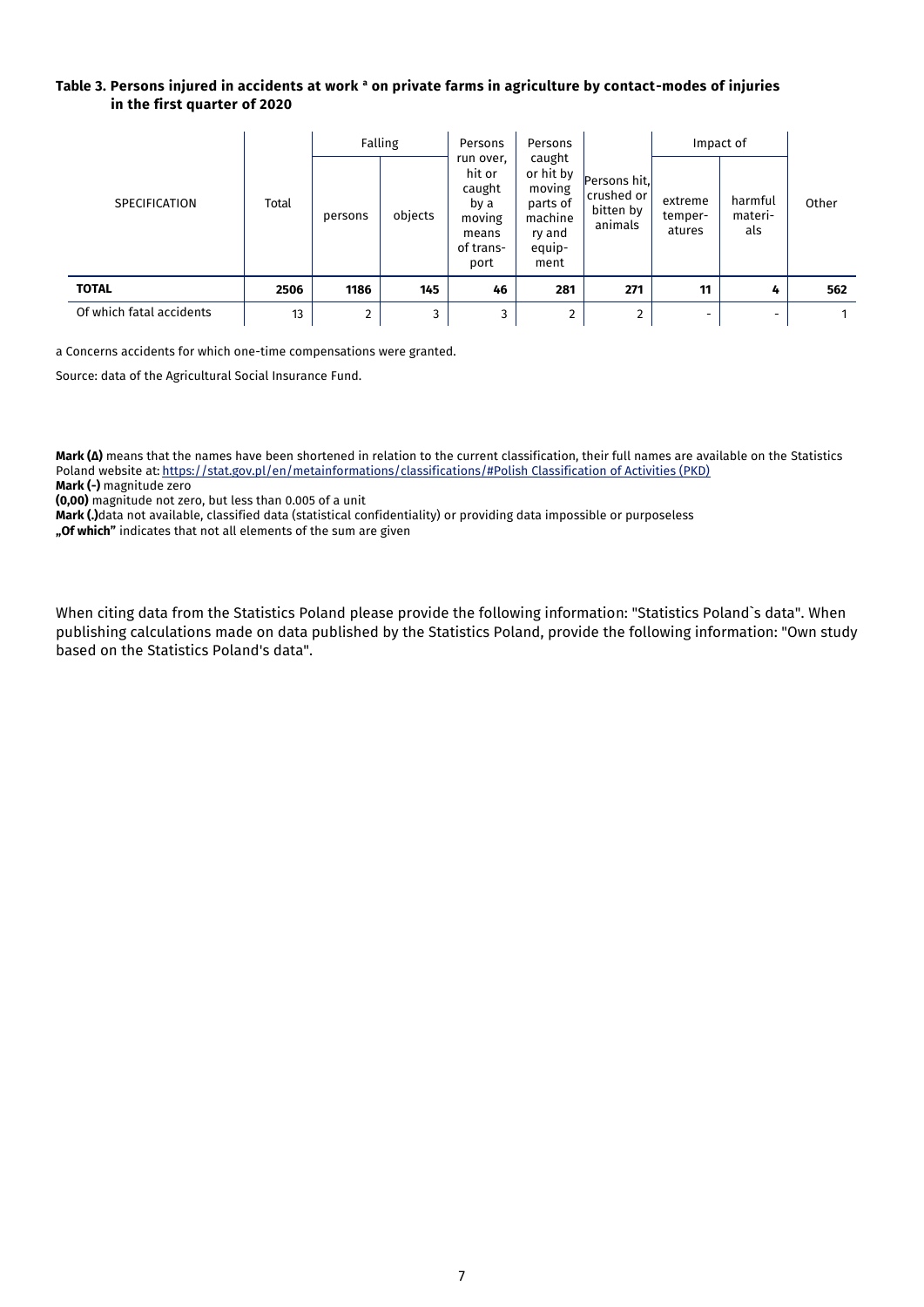**Table 3. Persons injured in accidents at work [a] on private farms in agriculture by contact-modes of injuries in the first quarter of 2020**

| SPECIFICATION | Total | Falling | | Persons run over, hit or caught by a moving means of transport | Persons caught or hit by moving parts of machinery and equipment | Persons hit, crushed or bitten by animals | Impact of | | Other |
|---|---|---|---|---|---|---|---|---|---|
| | | persons | objects | | | | extreme temperatures | harmful materials | |
| **TOTAL** | **2506** | **1186** | **145** | **46** | **281** | **271** | **11** | **4** | **562** |
| Of which fatal accidents | 13 | 2 | 3 | 3 | 2 | 2 | - | - | 1 |

a Concerns accidents for which one-time compensations were granted.

Source: data of the Agricultural Social Insurance Fund.

**Mark (Δ)** means that the names have been shortened in relation to the current classification, their full names are available on the Statistics Poland website at: https://stat.gov.pl/en/metainformations/classifications/#Polish Classification of Activities (PKD)
**Mark (-)** magnitude zero
**(0,00)** magnitude not zero, but less than 0.005 of a unit
**Mark (.)**data not available, classified data (statistical confidentiality) or providing data impossible or purposeless
**„Of which"** indicates that not all elements of the sum are given

When citing data from the Statistics Poland please provide the following information: "Statistics Poland`s data". When publishing calculations made on data published by the Statistics Poland, provide the following information: "Own study based on the Statistics Poland's data".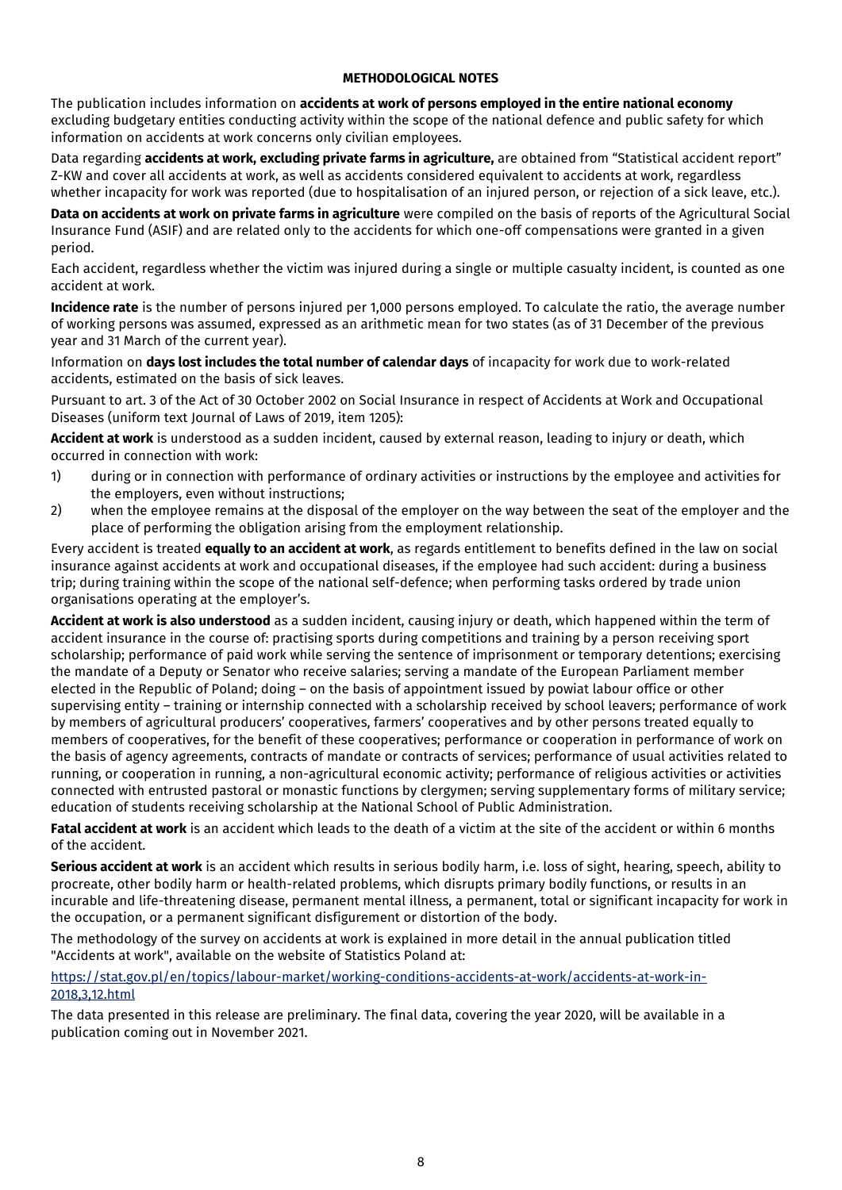## METHODOLOGICAL NOTES

The publication includes information on **accidents at work of persons employed in the entire national economy** excluding budgetary entities conducting activity within the scope of the national defence and public safety for which information on accidents at work concerns only civilian employees.

Data regarding **accidents at work, excluding private farms in agriculture,** are obtained from "Statistical accident report" Z-KW and cover all accidents at work, as well as accidents considered equivalent to accidents at work, regardless whether incapacity for work was reported (due to hospitalisation of an injured person, or rejection of a sick leave, etc.).

**Data on accidents at work on private farms in agriculture** were compiled on the basis of reports of the Agricultural Social Insurance Fund (ASIF) and are related only to the accidents for which one-off compensations were granted in a given period.

Each accident, regardless whether the victim was injured during a single or multiple casualty incident, is counted as one accident at work.

**Incidence rate** is the number of persons injured per 1,000 persons employed. To calculate the ratio, the average number of working persons was assumed, expressed as an arithmetic mean for two states (as of 31 December of the previous year and 31 March of the current year).

Information on **days lost includes the total number of calendar days** of incapacity for work due to work-related accidents, estimated on the basis of sick leaves.

Pursuant to art. 3 of the Act of 30 October 2002 on Social Insurance in respect of Accidents at Work and Occupational Diseases (uniform text Journal of Laws of 2019, item 1205):

**Accident at work** is understood as a sudden incident, caused by external reason, leading to injury or death, which occurred in connection with work:

1) during or in connection with performance of ordinary activities or instructions by the employee and activities for the employers, even without instructions;
2) when the employee remains at the disposal of the employer on the way between the seat of the employer and the place of performing the obligation arising from the employment relationship.

Every accident is treated **equally to an accident at work**, as regards entitlement to benefits defined in the law on social insurance against accidents at work and occupational diseases, if the employee had such accident: during a business trip; during training within the scope of the national self-defence; when performing tasks ordered by trade union organisations operating at the employer's.

**Accident at work is also understood** as a sudden incident, causing injury or death, which happened within the term of accident insurance in the course of: practising sports during competitions and training by a person receiving sport scholarship; performance of paid work while serving the sentence of imprisonment or temporary detentions; exercising the mandate of a Deputy or Senator who receive salaries; serving a mandate of the European Parliament member elected in the Republic of Poland; doing – on the basis of appointment issued by powiat labour office or other supervising entity – training or internship connected with a scholarship received by school leavers; performance of work by members of agricultural producers' cooperatives, farmers' cooperatives and by other persons treated equally to members of cooperatives, for the benefit of these cooperatives; performance or cooperation in performance of work on the basis of agency agreements, contracts of mandate or contracts of services; performance of usual activities related to running, or cooperation in running, a non-agricultural economic activity; performance of religious activities or activities connected with entrusted pastoral or monastic functions by clergymen; serving supplementary forms of military service; education of students receiving scholarship at the National School of Public Administration.

**Fatal accident at work** is an accident which leads to the death of a victim at the site of the accident or within 6 months of the accident.

**Serious accident at work** is an accident which results in serious bodily harm, i.e. loss of sight, hearing, speech, ability to procreate, other bodily harm or health-related problems, which disrupts primary bodily functions, or results in an incurable and life-threatening disease, permanent mental illness, a permanent, total or significant incapacity for work in the occupation, or a permanent significant disfigurement or distortion of the body.

The methodology of the survey on accidents at work is explained in more detail in the annual publication titled "Accidents at work", available on the website of Statistics Poland at:

https://stat.gov.pl/en/topics/labour-market/working-conditions-accidents-at-work/accidents-at-work-in-2018,3,12.html

The data presented in this release are preliminary. The final data, covering the year 2020, will be available in a publication coming out in November 2021.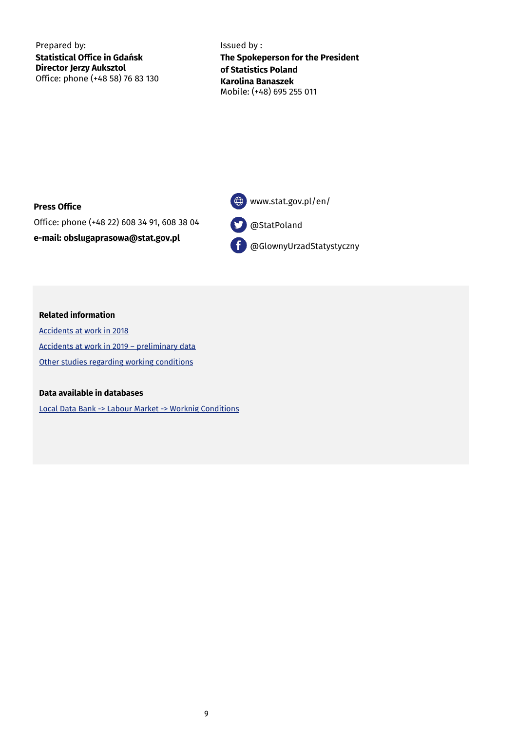Prepared by:
**Statistical Office in Gdańsk**
**Director Jerzy Auksztol**
Office: phone (+48 58) 76 83 130

Issued by :
**The Spokeperson for the President of Statistics Poland**
**Karolina Banaszek**
Mobile: (+48) 695 255 011

**Press Office**

Office: phone (+48 22) 608 34 91, 608 38 04

**e-mail: obslugaprasowa@stat.gov.pl**

www.stat.gov.pl/en/

@StatPoland

@GlownyUrzadStatystyczny

**Related information**

Accidents at work in 2018

Accidents at work in 2019 – preliminary data

Other studies regarding working conditions

**Data available in databases**

Local Data Bank -> Labour Market -> Worknig Conditions